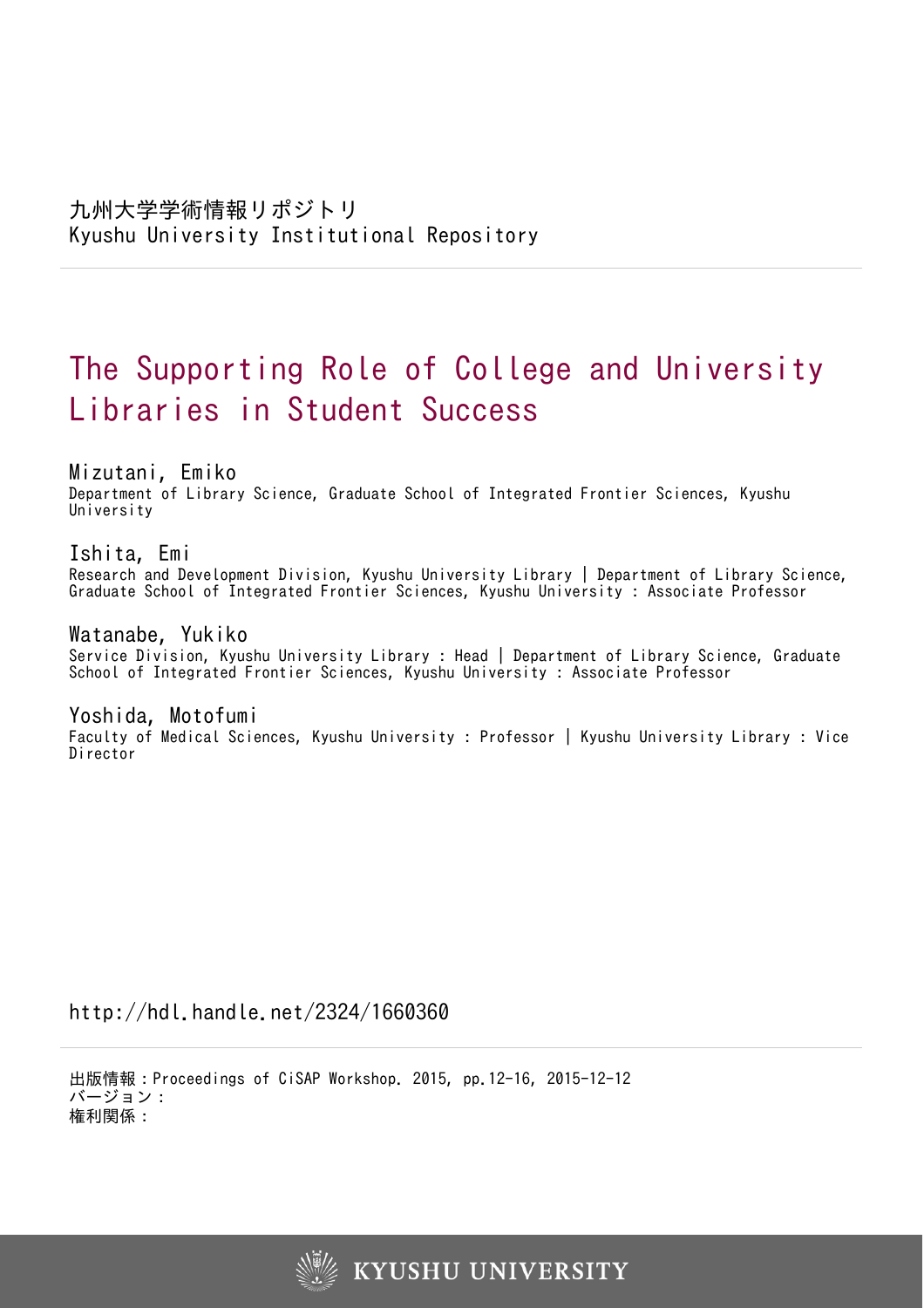九州大学学術情報リポジトリ
Kyushu University Institutional Repository

# The Supporting Role of College and University Libraries in Student Success

Mizutani, Emiko
Department of Library Science, Graduate School of Integrated Frontier Sciences, Kyushu University

Ishita, Emi
Research and Development Division, Kyushu University Library | Department of Library Science, Graduate School of Integrated Frontier Sciences, Kyushu University : Associate Professor

Watanabe, Yukiko
Service Division, Kyushu University Library : Head | Department of Library Science, Graduate School of Integrated Frontier Sciences, Kyushu University : Associate Professor

Yoshida, Motofumi
Faculty of Medical Sciences, Kyushu University : Professor | Kyushu University Library : Vice Director

http://hdl.handle.net/2324/1660360

出版情報：Proceedings of CiSAP Workshop. 2015, pp.12-16, 2015-12-12
バージョン：
権利関係：

KYUSHU UNIVERSITY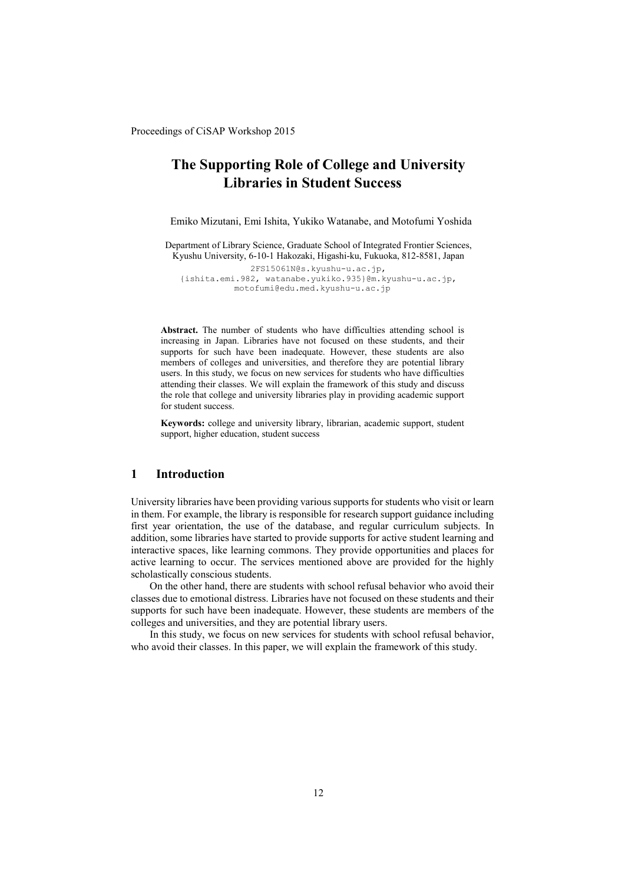# The Supporting Role of College and University Libraries in Student Success

Emiko Mizutani, Emi Ishita, Yukiko Watanabe, and Motofumi Yoshida

Department of Library Science, Graduate School of Integrated Frontier Sciences, Kyushu University, 6-10-1 Hakozaki, Higashi-ku, Fukuoka, 812-8581, Japan

2FS15061N@s.kyushu-u.ac.jp,
{ishita.emi.982, watanabe.yukiko.935}@m.kyushu-u.ac.jp,
motofumi@edu.med.kyushu-u.ac.jp

**Abstract.** The number of students who have difficulties attending school is increasing in Japan. Libraries have not focused on these students, and their supports for such have been inadequate. However, these students are also members of colleges and universities, and therefore they are potential library users. In this study, we focus on new services for students who have difficulties attending their classes. We will explain the framework of this study and discuss the role that college and university libraries play in providing academic support for student success.

**Keywords:** college and university library, librarian, academic support, student support, higher education, student success

## 1 Introduction

University libraries have been providing various supports for students who visit or learn in them. For example, the library is responsible for research support guidance including first year orientation, the use of the database, and regular curriculum subjects. In addition, some libraries have started to provide supports for active student learning and interactive spaces, like learning commons. They provide opportunities and places for active learning to occur. The services mentioned above are provided for the highly scholastically conscious students.

On the other hand, there are students with school refusal behavior who avoid their classes due to emotional distress. Libraries have not focused on these students and their supports for such have been inadequate. However, these students are members of the colleges and universities, and they are potential library users.

In this study, we focus on new services for students with school refusal behavior, who avoid their classes. In this paper, we will explain the framework of this study.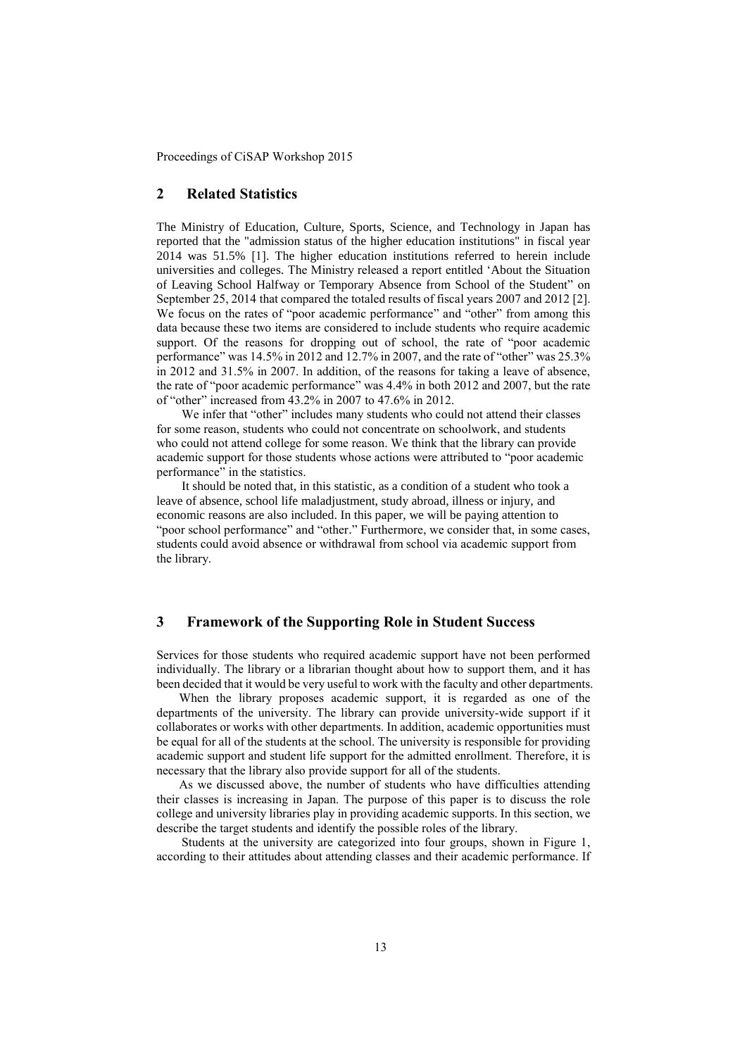## 2 Related Statistics

The Ministry of Education, Culture, Sports, Science, and Technology in Japan has reported that the "admission status of the higher education institutions" in fiscal year 2014 was 51.5% [1]. The higher education institutions referred to herein include universities and colleges. The Ministry released a report entitled 'About the Situation of Leaving School Halfway or Temporary Absence from School of the Student" on September 25, 2014 that compared the totaled results of fiscal years 2007 and 2012 [2]. We focus on the rates of "poor academic performance" and "other" from among this data because these two items are considered to include students who require academic support. Of the reasons for dropping out of school, the rate of "poor academic performance" was 14.5% in 2012 and 12.7% in 2007, and the rate of "other" was 25.3% in 2012 and 31.5% in 2007. In addition, of the reasons for taking a leave of absence, the rate of "poor academic performance" was 4.4% in both 2012 and 2007, but the rate of "other" increased from 43.2% in 2007 to 47.6% in 2012.

We infer that "other" includes many students who could not attend their classes for some reason, students who could not concentrate on schoolwork, and students who could not attend college for some reason. We think that the library can provide academic support for those students whose actions were attributed to "poor academic performance" in the statistics.

It should be noted that, in this statistic, as a condition of a student who took a leave of absence, school life maladjustment, study abroad, illness or injury, and economic reasons are also included. In this paper, we will be paying attention to "poor school performance" and "other." Furthermore, we consider that, in some cases, students could avoid absence or withdrawal from school via academic support from the library.

## 3 Framework of the Supporting Role in Student Success

Services for those students who required academic support have not been performed individually. The library or a librarian thought about how to support them, and it has been decided that it would be very useful to work with the faculty and other departments.

When the library proposes academic support, it is regarded as one of the departments of the university. The library can provide university-wide support if it collaborates or works with other departments. In addition, academic opportunities must be equal for all of the students at the school. The university is responsible for providing academic support and student life support for the admitted enrollment. Therefore, it is necessary that the library also provide support for all of the students.

As we discussed above, the number of students who have difficulties attending their classes is increasing in Japan. The purpose of this paper is to discuss the role college and university libraries play in providing academic supports. In this section, we describe the target students and identify the possible roles of the library.

Students at the university are categorized into four groups, shown in Figure 1, according to their attitudes about attending classes and their academic performance. If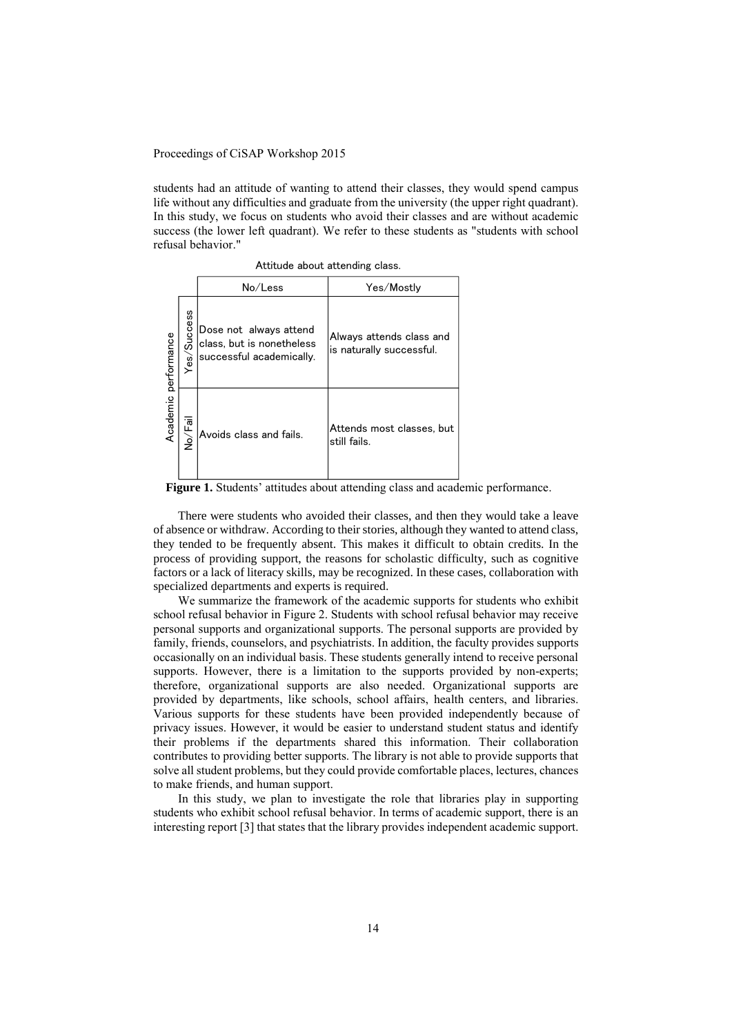students had an attitude of wanting to attend their classes, they would spend campus life without any difficulties and graduate from the university (the upper right quadrant). In this study, we focus on students who avoid their classes and are without academic success (the lower left quadrant). We refer to these students as "students with school refusal behavior."

Attitude about attending class.

| Academic performance | No/Less | Yes/Mostly |
|---|---|---|
| Yes/Success | Dose not always attend class, but is nonetheless successful academically. | Always attends class and is naturally successful. |
| No/Fail | Avoids class and fails. | Attends most classes, but still fails. |

**Figure 1.** Students' attitudes about attending class and academic performance.

There were students who avoided their classes, and then they would take a leave of absence or withdraw. According to their stories, although they wanted to attend class, they tended to be frequently absent. This makes it difficult to obtain credits. In the process of providing support, the reasons for scholastic difficulty, such as cognitive factors or a lack of literacy skills, may be recognized. In these cases, collaboration with specialized departments and experts is required.

We summarize the framework of the academic supports for students who exhibit school refusal behavior in Figure 2. Students with school refusal behavior may receive personal supports and organizational supports. The personal supports are provided by family, friends, counselors, and psychiatrists. In addition, the faculty provides supports occasionally on an individual basis. These students generally intend to receive personal supports. However, there is a limitation to the supports provided by non-experts; therefore, organizational supports are also needed. Organizational supports are provided by departments, like schools, school affairs, health centers, and libraries. Various supports for these students have been provided independently because of privacy issues. However, it would be easier to understand student status and identify their problems if the departments shared this information. Their collaboration contributes to providing better supports. The library is not able to provide supports that solve all student problems, but they could provide comfortable places, lectures, chances to make friends, and human support.

In this study, we plan to investigate the role that libraries play in supporting students who exhibit school refusal behavior. In terms of academic support, there is an interesting report [3] that states that the library provides independent academic support.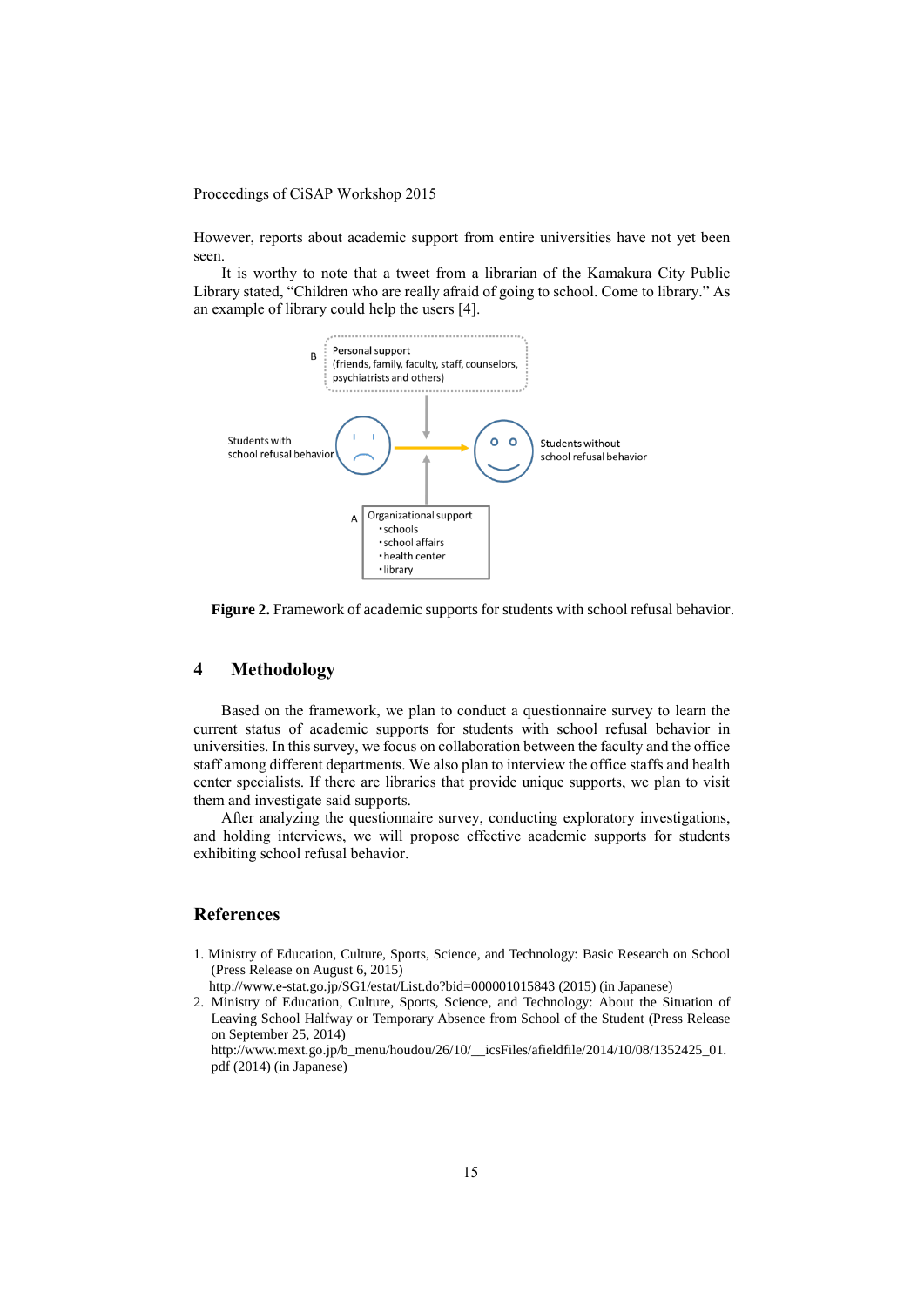However, reports about academic support from entire universities have not yet been seen.

It is worthy to note that a tweet from a librarian of the Kamakura City Public Library stated, "Children who are really afraid of going to school. Come to library." As an example of library could help the users [4].

B Personal support (friends, family, faculty, staff, counselors, psychiatrists and others)

Students with school refusal behavior

Students without school refusal behavior

A Organizational support
- schools
- school affairs
- health center
- library

**Figure 2.** Framework of academic supports for students with school refusal behavior.

## 4 Methodology

Based on the framework, we plan to conduct a questionnaire survey to learn the current status of academic supports for students with school refusal behavior in universities. In this survey, we focus on collaboration between the faculty and the office staff among different departments. We also plan to interview the office staffs and health center specialists. If there are libraries that provide unique supports, we plan to visit them and investigate said supports.

After analyzing the questionnaire survey, conducting exploratory investigations, and holding interviews, we will propose effective academic supports for students exhibiting school refusal behavior.

## References

1. Ministry of Education, Culture, Sports, Science, and Technology: Basic Research on School (Press Release on August 6, 2015) http://www.e-stat.go.jp/SG1/estat/List.do?bid=000001015843 (2015) (in Japanese)
2. Ministry of Education, Culture, Sports, Science, and Technology: About the Situation of Leaving School Halfway or Temporary Absence from School of the Student (Press Release on September 25, 2014) http://www.mext.go.jp/b_menu/houdou/26/10/__icsFiles/afieldfile/2014/10/08/1352425_01.pdf (2014) (in Japanese)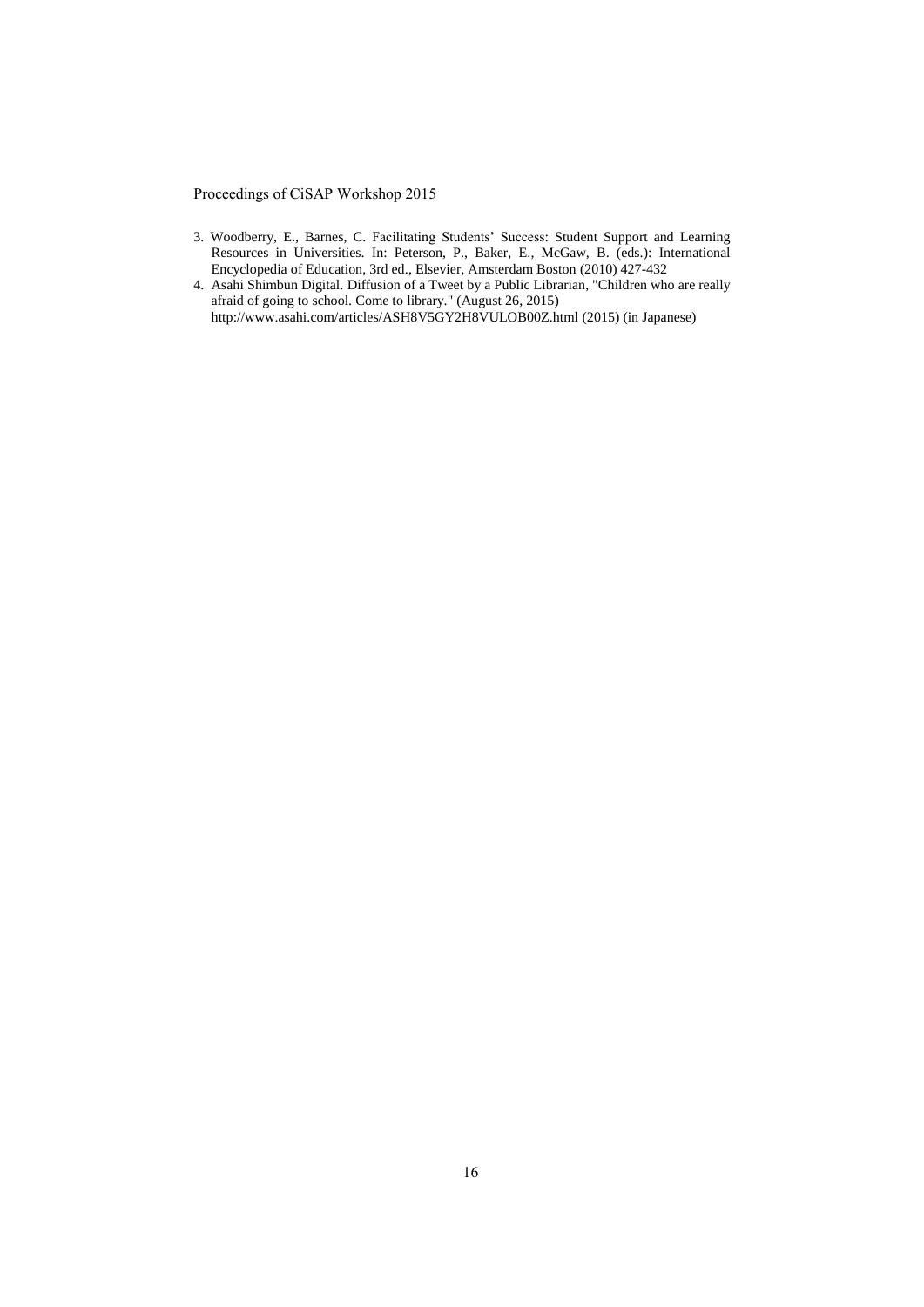3. Woodberry, E., Barnes, C. Facilitating Students' Success: Student Support and Learning Resources in Universities. In: Peterson, P., Baker, E., McGaw, B. (eds.): International Encyclopedia of Education, 3rd ed., Elsevier, Amsterdam Boston (2010) 427-432
4. Asahi Shimbun Digital. Diffusion of a Tweet by a Public Librarian, "Children who are really afraid of going to school. Come to library." (August 26, 2015) http://www.asahi.com/articles/ASH8V5GY2H8VULOB00Z.html (2015) (in Japanese)